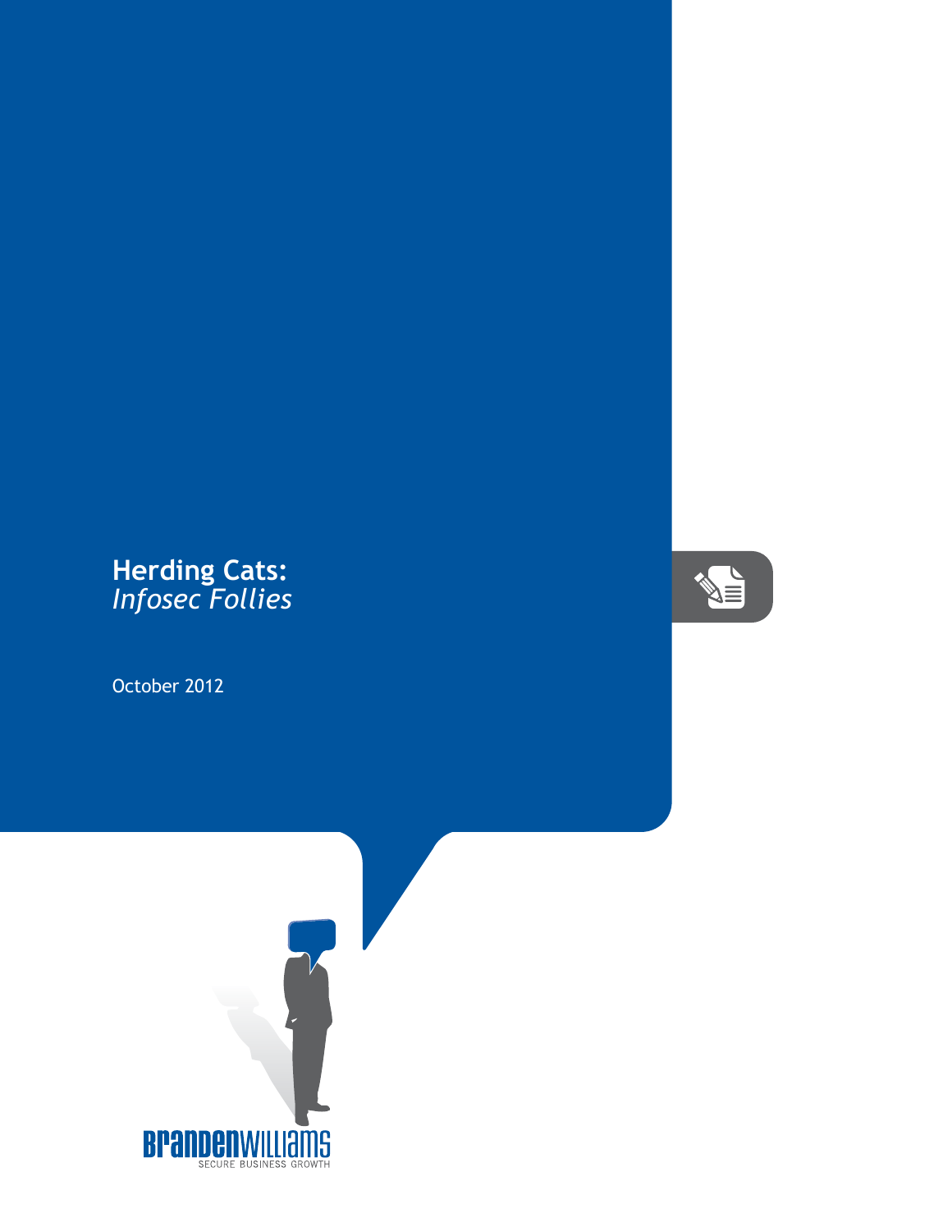# Herding Cats: *Infosec Follies*

October 2012

BRANDENWILLIAMS
SECURE BUSINESS GROWTH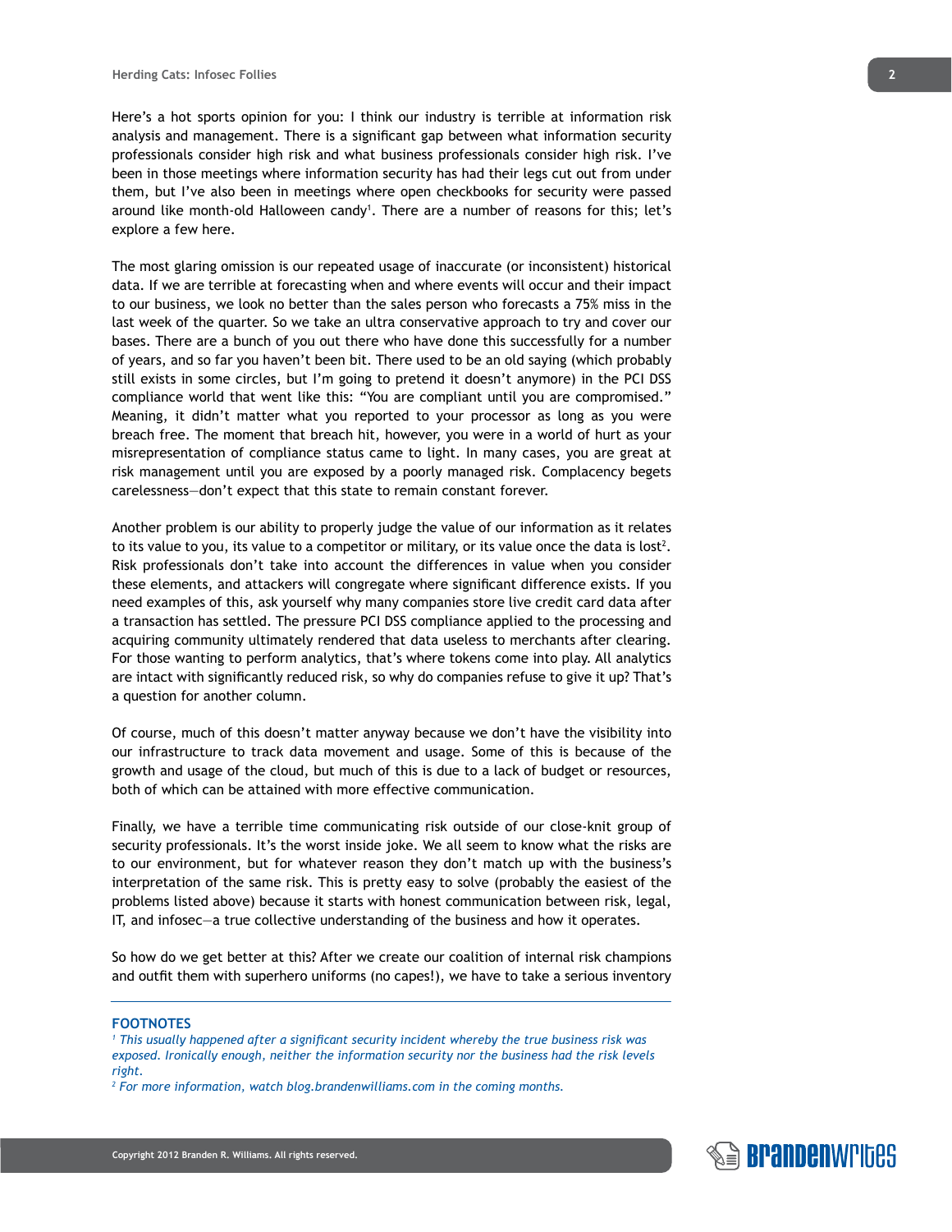Here's a hot sports opinion for you: I think our industry is terrible at information risk analysis and management. There is a significant gap between what information security professionals consider high risk and what business professionals consider high risk. I've been in those meetings where information security has had their legs cut out from under them, but I've also been in meetings where open checkbooks for security were passed around like month-old Halloween candy[1]. There are a number of reasons for this; let's explore a few here.

The most glaring omission is our repeated usage of inaccurate (or inconsistent) historical data. If we are terrible at forecasting when and where events will occur and their impact to our business, we look no better than the sales person who forecasts a 75% miss in the last week of the quarter. So we take an ultra conservative approach to try and cover our bases. There are a bunch of you out there who have done this successfully for a number of years, and so far you haven't been bit. There used to be an old saying (which probably still exists in some circles, but I'm going to pretend it doesn't anymore) in the PCI DSS compliance world that went like this: "You are compliant until you are compromised." Meaning, it didn't matter what you reported to your processor as long as you were breach free. The moment that breach hit, however, you were in a world of hurt as your misrepresentation of compliance status came to light. In many cases, you are great at risk management until you are exposed by a poorly managed risk. Complacency begets carelessness—don't expect that this state to remain constant forever.

Another problem is our ability to properly judge the value of our information as it relates to its value to you, its value to a competitor or military, or its value once the data is lost[2]. Risk professionals don't take into account the differences in value when you consider these elements, and attackers will congregate where significant difference exists. If you need examples of this, ask yourself why many companies store live credit card data after a transaction has settled. The pressure PCI DSS compliance applied to the processing and acquiring community ultimately rendered that data useless to merchants after clearing. For those wanting to perform analytics, that's where tokens come into play. All analytics are intact with significantly reduced risk, so why do companies refuse to give it up? That's a question for another column.

Of course, much of this doesn't matter anyway because we don't have the visibility into our infrastructure to track data movement and usage. Some of this is because of the growth and usage of the cloud, but much of this is due to a lack of budget or resources, both of which can be attained with more effective communication.

Finally, we have a terrible time communicating risk outside of our close-knit group of security professionals. It's the worst inside joke. We all seem to know what the risks are to our environment, but for whatever reason they don't match up with the business's interpretation of the same risk. This is pretty easy to solve (probably the easiest of the problems listed above) because it starts with honest communication between risk, legal, IT, and infosec—a true collective understanding of the business and how it operates.

So how do we get better at this? After we create our coalition of internal risk champions and outfit them with superhero uniforms (no capes!), we have to take a serious inventory

---

**FOOTNOTES**

[1] *This usually happened after a significant security incident whereby the true business risk was exposed. Ironically enough, neither the information security nor the business had the risk levels right.*

[2] *For more information, watch blog.brandenwilliams.com in the coming months.*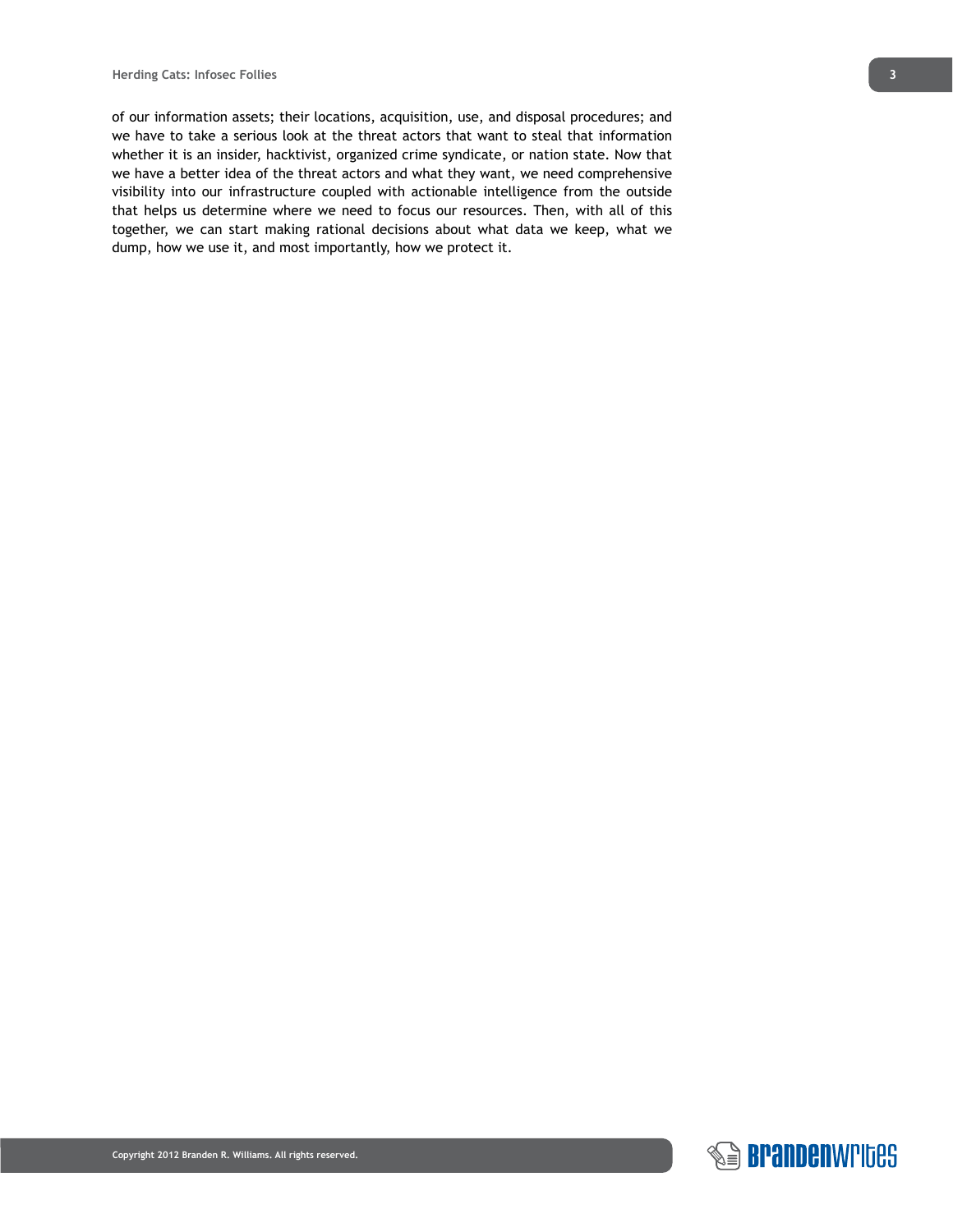of our information assets; their locations, acquisition, use, and disposal procedures; and we have to take a serious look at the threat actors that want to steal that information whether it is an insider, hacktivist, organized crime syndicate, or nation state. Now that we have a better idea of the threat actors and what they want, we need comprehensive visibility into our infrastructure coupled with actionable intelligence from the outside that helps us determine where we need to focus our resources. Then, with all of this together, we can start making rational decisions about what data we keep, what we dump, how we use it, and most importantly, how we protect it.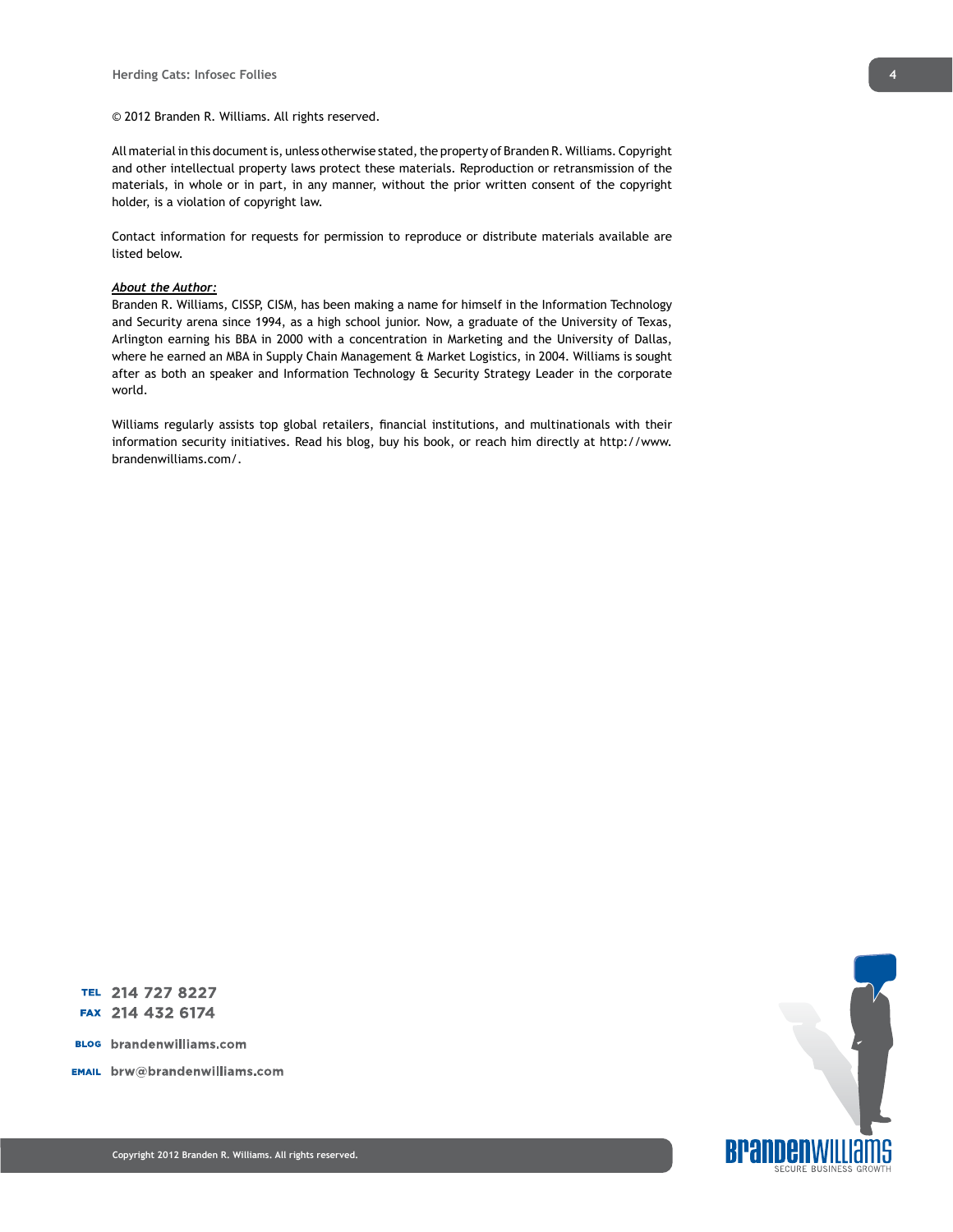© 2012 Branden R. Williams. All rights reserved.

All material in this document is, unless otherwise stated, the property of Branden R. Williams. Copyright and other intellectual property laws protect these materials. Reproduction or retransmission of the materials, in whole or in part, in any manner, without the prior written consent of the copyright holder, is a violation of copyright law.

Contact information for requests for permission to reproduce or distribute materials available are listed below.

***About the Author:***

Branden R. Williams, CISSP, CISM, has been making a name for himself in the Information Technology and Security arena since 1994, as a high school junior. Now, a graduate of the University of Texas, Arlington earning his BBA in 2000 with a concentration in Marketing and the University of Dallas, where he earned an MBA in Supply Chain Management & Market Logistics, in 2004. Williams is sought after as both an speaker and Information Technology & Security Strategy Leader in the corporate world.

Williams regularly assists top global retailers, financial institutions, and multinationals with their information security initiatives. Read his blog, buy his book, or reach him directly at http://www.brandenwilliams.com/.

**TEL** 214 727 8227
**FAX** 214 432 6174

**BLOG** brandenwilliams.com

**EMAIL** brw@brandenwilliams.com

Copyright 2012 Branden R. Williams. All rights reserved.

BrandenWilliams
SECURE BUSINESS GROWTH